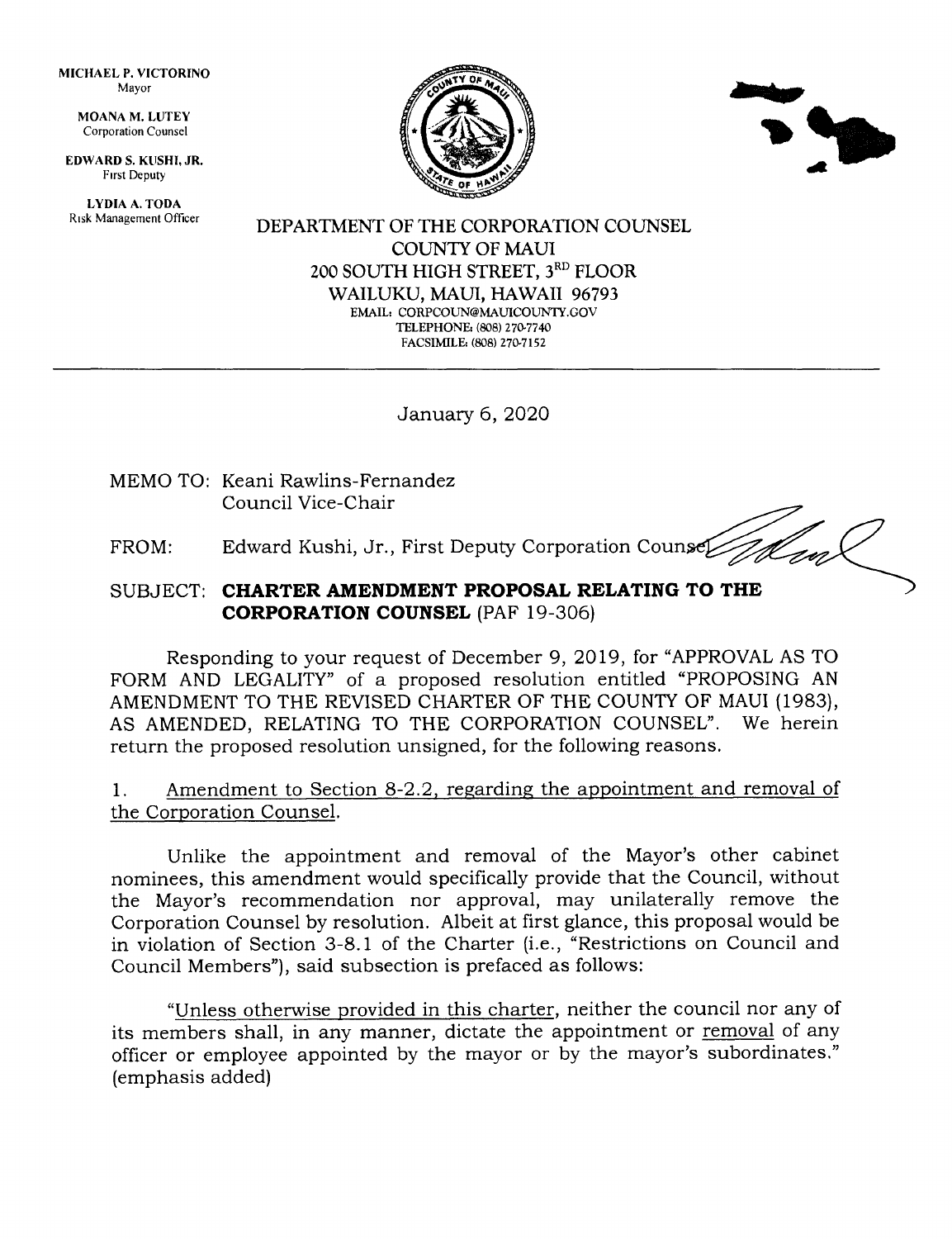MICHAEL P. VICTORINO
Mayor

MOANA M. LUTEY
Corporation Counsel

EDWARD S. KUSHI, JR.
First Deputy

LYDIA A. TODA
Risk Management Officer

DEPARTMENT OF THE CORPORATION COUNSEL
COUNTY OF MAUI
200 SOUTH HIGH STREET, 3RD FLOOR
WAILUKU, MAUI, HAWAII 96793
EMAIL: CORPCOUN@MAUICOUNTY.GOV
TELEPHONE: (808) 270-7740
FACSIMILE: (808) 270-7152

---

January 6, 2020

MEMO TO: Keani Rawlins-Fernandez
Council Vice-Chair

FROM: Edward Kushi, Jr., First Deputy Corporation Counsel

SUBJECT: **CHARTER AMENDMENT PROPOSAL RELATING TO THE CORPORATION COUNSEL** (PAF 19-306)

Responding to your request of December 9, 2019, for "APPROVAL AS TO FORM AND LEGALITY" of a proposed resolution entitled "PROPOSING AN AMENDMENT TO THE REVISED CHARTER OF THE COUNTY OF MAUI (1983), AS AMENDED, RELATING TO THE CORPORATION COUNSEL". We herein return the proposed resolution unsigned, for the following reasons.

1. <u>Amendment to Section 8-2.2, regarding the appointment and removal of the Corporation Counsel.</u>

Unlike the appointment and removal of the Mayor's other cabinet nominees, this amendment would specifically provide that the Council, without the Mayor's recommendation nor approval, may unilaterally remove the Corporation Counsel by resolution. Albeit at first glance, this proposal would be in violation of Section 3-8.1 of the Charter (i.e., "Restrictions on Council and Council Members"), said subsection is prefaced as follows:

"<u>Unless otherwise provided in this charter</u>, neither the council nor any of its members shall, in any manner, dictate the appointment or <u>removal</u> of any officer or employee appointed by the mayor or by the mayor's subordinates." (emphasis added)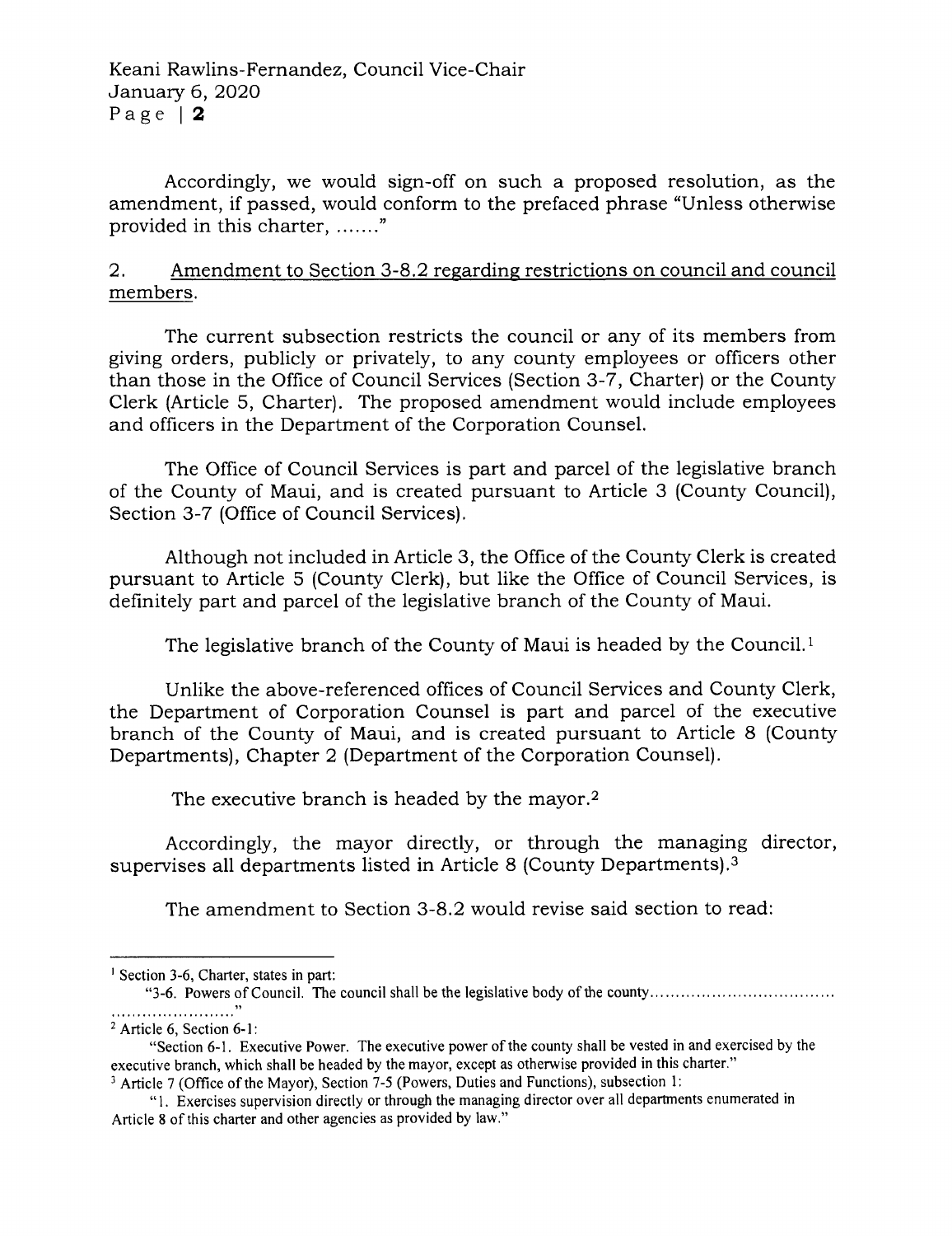Accordingly, we would sign-off on such a proposed resolution, as the amendment, if passed, would conform to the prefaced phrase "Unless otherwise provided in this charter, ......."

2. Amendment to Section 3-8.2 regarding restrictions on council and council members.

The current subsection restricts the council or any of its members from giving orders, publicly or privately, to any county employees or officers other than those in the Office of Council Services (Section 3-7, Charter) or the County Clerk (Article 5, Charter). The proposed amendment would include employees and officers in the Department of the Corporation Counsel.

The Office of Council Services is part and parcel of the legislative branch of the County of Maui, and is created pursuant to Article 3 (County Council), Section 3-7 (Office of Council Services).

Although not included in Article 3, the Office of the County Clerk is created pursuant to Article 5 (County Clerk), but like the Office of Council Services, is definitely part and parcel of the legislative branch of the County of Maui.

The legislative branch of the County of Maui is headed by the Council.[1]

Unlike the above-referenced offices of Council Services and County Clerk, the Department of Corporation Counsel is part and parcel of the executive branch of the County of Maui, and is created pursuant to Article 8 (County Departments), Chapter 2 (Department of the Corporation Counsel).

The executive branch is headed by the mayor.[2]

Accordingly, the mayor directly, or through the managing director, supervises all departments listed in Article 8 (County Departments).[3]

The amendment to Section 3-8.2 would revise said section to read:

---

[1] Section 3-6, Charter, states in part:

"3-6. Powers of Council. The council shall be the legislative body of the county.................................................................."

[2] Article 6, Section 6-1:

"Section 6-1. Executive Power. The executive power of the county shall be vested in and exercised by the executive branch, which shall be headed by the mayor, except as otherwise provided in this charter."

[3] Article 7 (Office of the Mayor), Section 7-5 (Powers, Duties and Functions), subsection 1:

"1. Exercises supervision directly or through the managing director over all departments enumerated in Article 8 of this charter and other agencies as provided by law."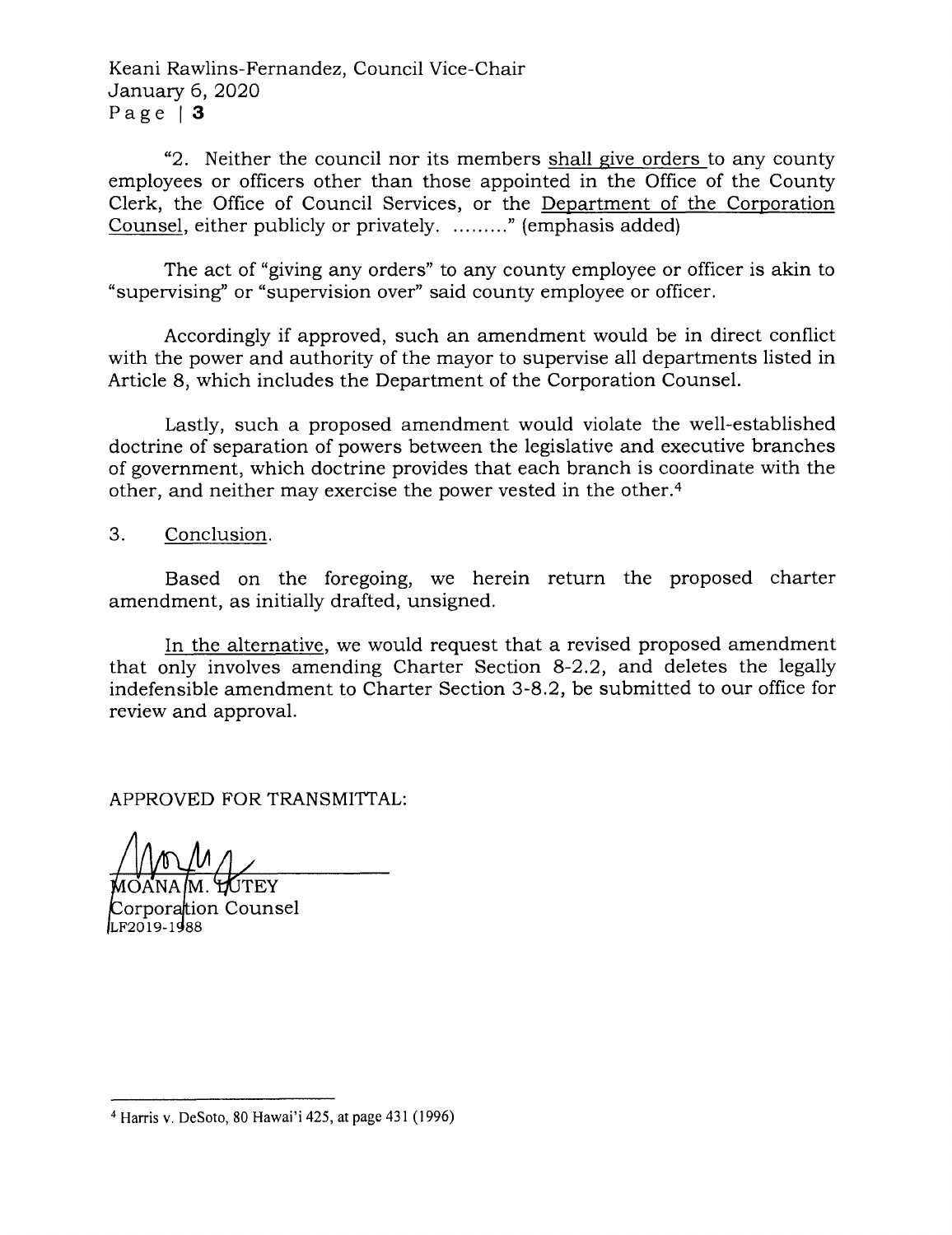"2. Neither the council nor its members <u>shall give orders</u> to any county employees or officers other than those appointed in the Office of the County Clerk, the Office of Council Services, or the <u>Department of the Corporation Counsel</u>, either publicly or privately. ........." (emphasis added)

The act of "giving any orders" to any county employee or officer is akin to "supervising" or "supervision over" said county employee or officer.

Accordingly if approved, such an amendment would be in direct conflict with the power and authority of the mayor to supervise all departments listed in Article 8, which includes the Department of the Corporation Counsel.

Lastly, such a proposed amendment would violate the well-established doctrine of separation of powers between the legislative and executive branches of government, which doctrine provides that each branch is coordinate with the other, and neither may exercise the power vested in the other.[4]

3. <u>Conclusion</u>.

Based on the foregoing, we herein return the proposed charter amendment, as initially drafted, unsigned.

<u>In the alternative</u>, we would request that a revised proposed amendment that only involves amending Charter Section 8-2.2, and deletes the legally indefensible amendment to Charter Section 3-8.2, be submitted to our office for review and approval.

APPROVED FOR TRANSMITTAL:

MOANA M. LUTEY
Corporation Counsel
LF2019-1988

---

[4] Harris v. DeSoto, 80 Hawai'i 425, at page 431 (1996)